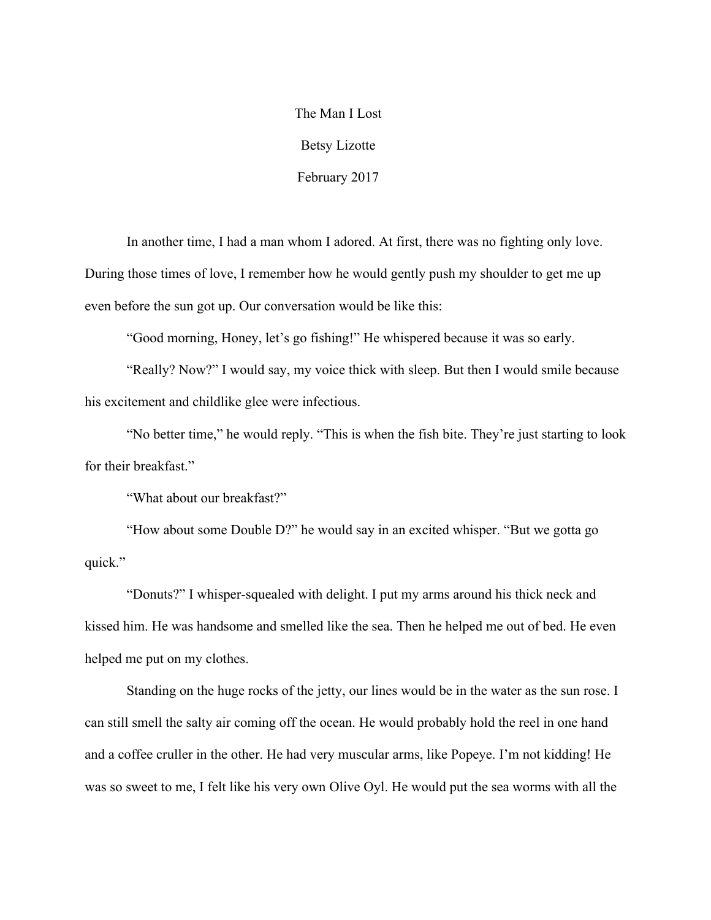# The Man I Lost

Betsy Lizotte

February 2017

In another time, I had a man whom I adored. At first, there was no fighting only love. During those times of love, I remember how he would gently push my shoulder to get me up even before the sun got up. Our conversation would be like this:

"Good morning, Honey, let's go fishing!" He whispered because it was so early.

"Really? Now?" I would say, my voice thick with sleep. But then I would smile because his excitement and childlike glee were infectious.

"No better time," he would reply. "This is when the fish bite. They're just starting to look for their breakfast."

"What about our breakfast?"

"How about some Double D?" he would say in an excited whisper. "But we gotta go quick."

"Donuts?" I whisper-squealed with delight. I put my arms around his thick neck and kissed him. He was handsome and smelled like the sea. Then he helped me out of bed. He even helped me put on my clothes.

Standing on the huge rocks of the jetty, our lines would be in the water as the sun rose. I can still smell the salty air coming off the ocean. He would probably hold the reel in one hand and a coffee cruller in the other. He had very muscular arms, like Popeye. I'm not kidding! He was so sweet to me, I felt like his very own Olive Oyl. He would put the sea worms with all the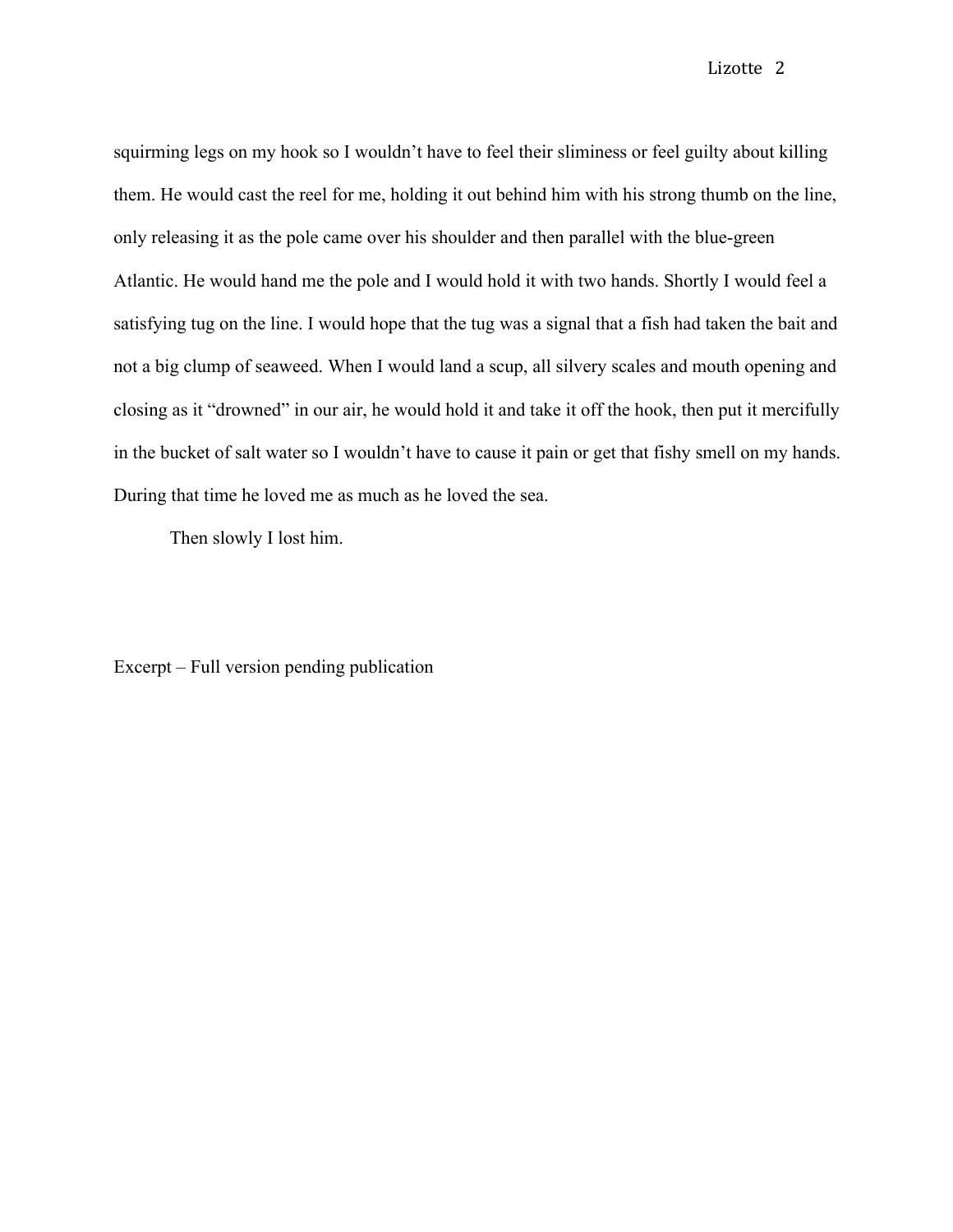squirming legs on my hook so I wouldn't have to feel their sliminess or feel guilty about killing them. He would cast the reel for me, holding it out behind him with his strong thumb on the line, only releasing it as the pole came over his shoulder and then parallel with the blue-green Atlantic. He would hand me the pole and I would hold it with two hands. Shortly I would feel a satisfying tug on the line. I would hope that the tug was a signal that a fish had taken the bait and not a big clump of seaweed. When I would land a scup, all silvery scales and mouth opening and closing as it "drowned" in our air, he would hold it and take it off the hook, then put it mercifully in the bucket of salt water so I wouldn't have to cause it pain or get that fishy smell on my hands. During that time he loved me as much as he loved the sea.

Then slowly I lost him.

Excerpt – Full version pending publication